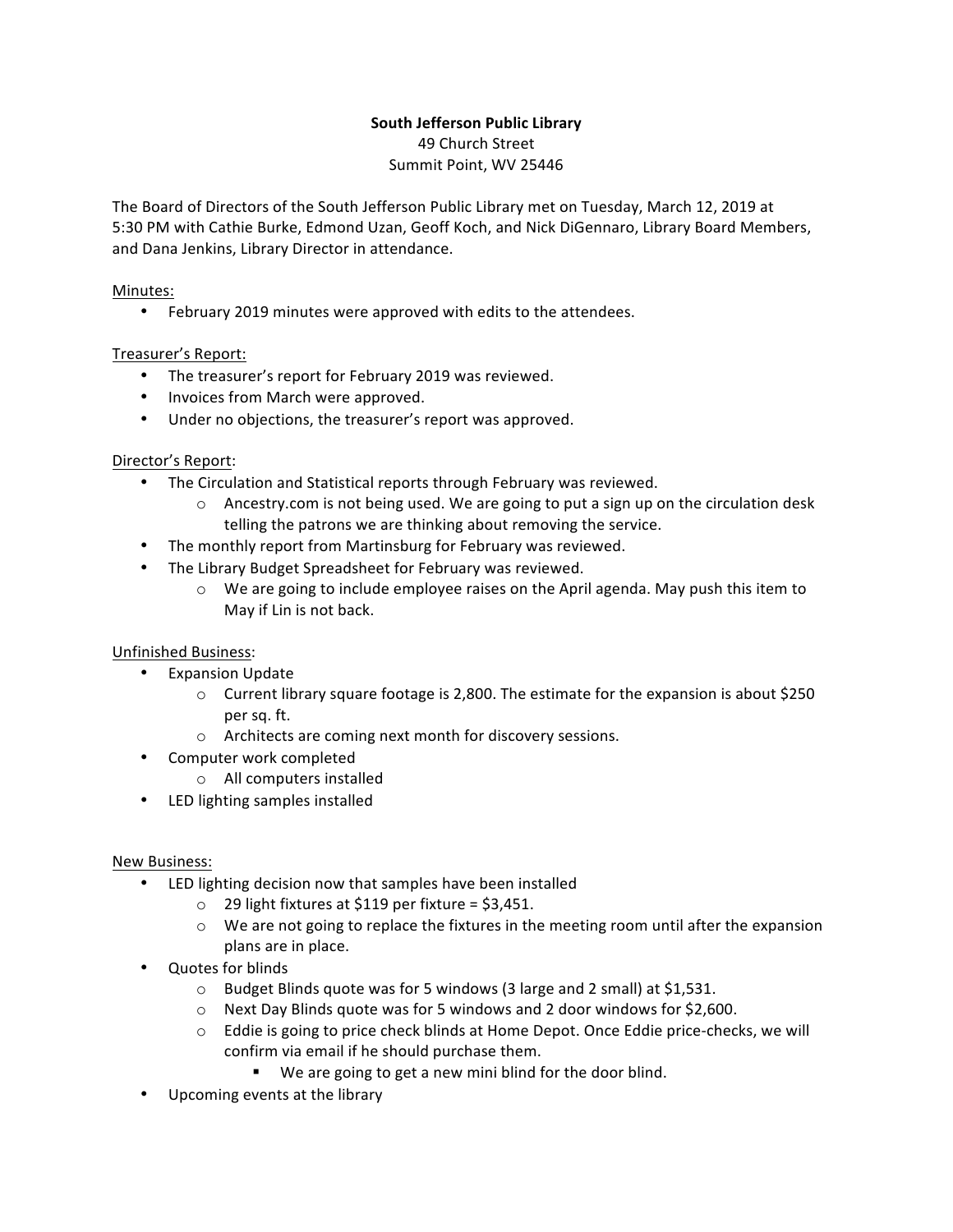**South Jefferson Public Library**
49 Church Street
Summit Point, WV 25446

The Board of Directors of the South Jefferson Public Library met on Tuesday, March 12, 2019 at 5:30 PM with Cathie Burke, Edmond Uzan, Geoff Koch, and Nick DiGennaro, Library Board Members, and Dana Jenkins, Library Director in attendance.

<u>Minutes:</u>

- February 2019 minutes were approved with edits to the attendees.

<u>Treasurer's Report:</u>

- The treasurer's report for February 2019 was reviewed.
- Invoices from March were approved.
- Under no objections, the treasurer's report was approved.

<u>Director's Report</u>:

- The Circulation and Statistical reports through February was reviewed.
  - Ancestry.com is not being used. We are going to put a sign up on the circulation desk telling the patrons we are thinking about removing the service.
- The monthly report from Martinsburg for February was reviewed.
- The Library Budget Spreadsheet for February was reviewed.
  - We are going to include employee raises on the April agenda. May push this item to May if Lin is not back.

<u>Unfinished Business</u>:

- Expansion Update
  - Current library square footage is 2,800. The estimate for the expansion is about $250 per sq. ft.
  - Architects are coming next month for discovery sessions.
- Computer work completed
  - All computers installed
- LED lighting samples installed

<u>New Business:</u>

- LED lighting decision now that samples have been installed
  - 29 light fixtures at $119 per fixture = $3,451.
  - We are not going to replace the fixtures in the meeting room until after the expansion plans are in place.
- Quotes for blinds
  - Budget Blinds quote was for 5 windows (3 large and 2 small) at $1,531.
  - Next Day Blinds quote was for 5 windows and 2 door windows for $2,600.
  - Eddie is going to price check blinds at Home Depot. Once Eddie price-checks, we will confirm via email if he should purchase them.
    - We are going to get a new mini blind for the door blind.
- Upcoming events at the library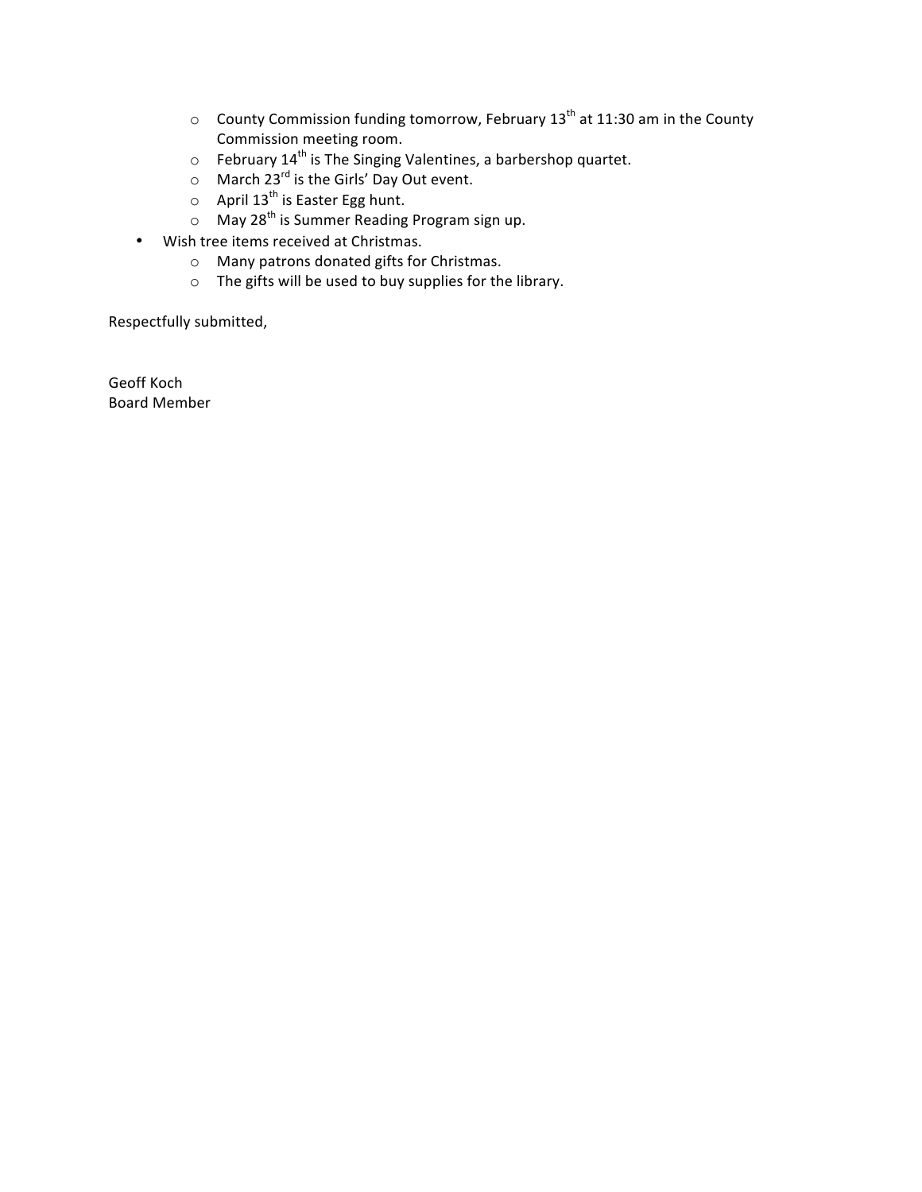- County Commission funding tomorrow, February 13th at 11:30 am in the County Commission meeting room.
  - February 14th is The Singing Valentines, a barbershop quartet.
  - March 23rd is the Girls' Day Out event.
  - April 13th is Easter Egg hunt.
  - May 28th is Summer Reading Program sign up.
- Wish tree items received at Christmas.
  - Many patrons donated gifts for Christmas.
  - The gifts will be used to buy supplies for the library.

Respectfully submitted,

Geoff Koch
Board Member